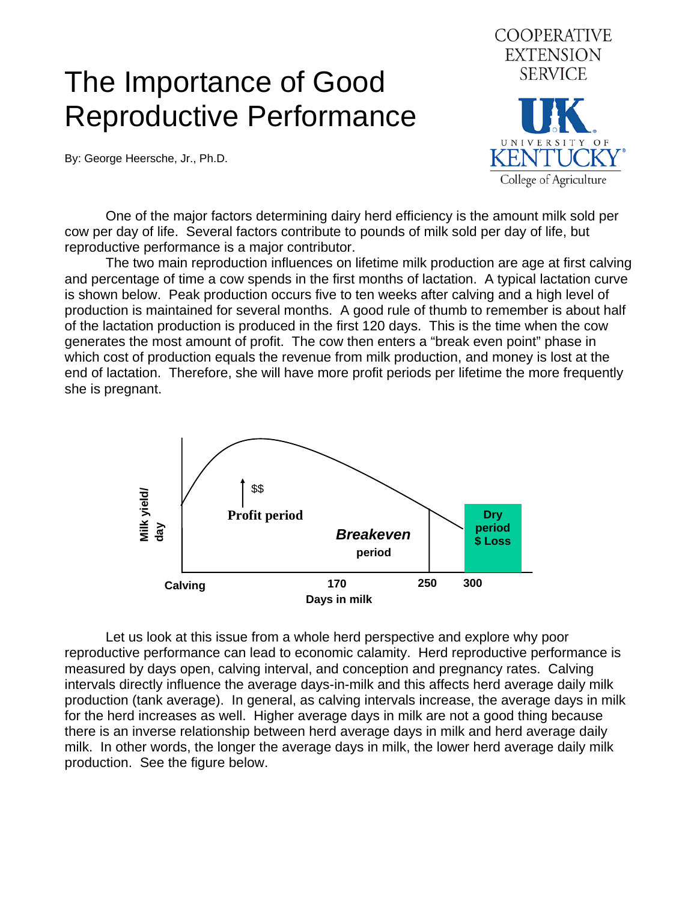# The Importance of Good Reproductive Performance

COOPERATIVE EXTENSION SERVICE

UK University of Kentucky College of Agriculture

By: George Heersche, Jr., Ph.D.

One of the major factors determining dairy herd efficiency is the amount milk sold per cow per day of life. Several factors contribute to pounds of milk sold per day of life, but reproductive performance is a major contributor.

The two main reproduction influences on lifetime milk production are age at first calving and percentage of time a cow spends in the first months of lactation. A typical lactation curve is shown below. Peak production occurs five to ten weeks after calving and a high level of production is maintained for several months. A good rule of thumb to remember is about half of the lactation production is produced in the first 120 days. This is the time when the cow generates the most amount of profit. The cow then enters a "break even point" phase in which cost of production equals the revenue from milk production, and money is lost at the end of lactation. Therefore, she will have more profit periods per lifetime the more frequently she is pregnant.

Milk yield/day

$$

**Profit period**

***Breakeven*** **period**

**Dry period $ Loss**

**Calving** **170** **250** **300**

**Days in milk**

Let us look at this issue from a whole herd perspective and explore why poor reproductive performance can lead to economic calamity. Herd reproductive performance is measured by days open, calving interval, and conception and pregnancy rates. Calving intervals directly influence the average days-in-milk and this affects herd average daily milk production (tank average). In general, as calving intervals increase, the average days in milk for the herd increases as well. Higher average days in milk are not a good thing because there is an inverse relationship between herd average days in milk and herd average daily milk. In other words, the longer the average days in milk, the lower herd average daily milk production. See the figure below.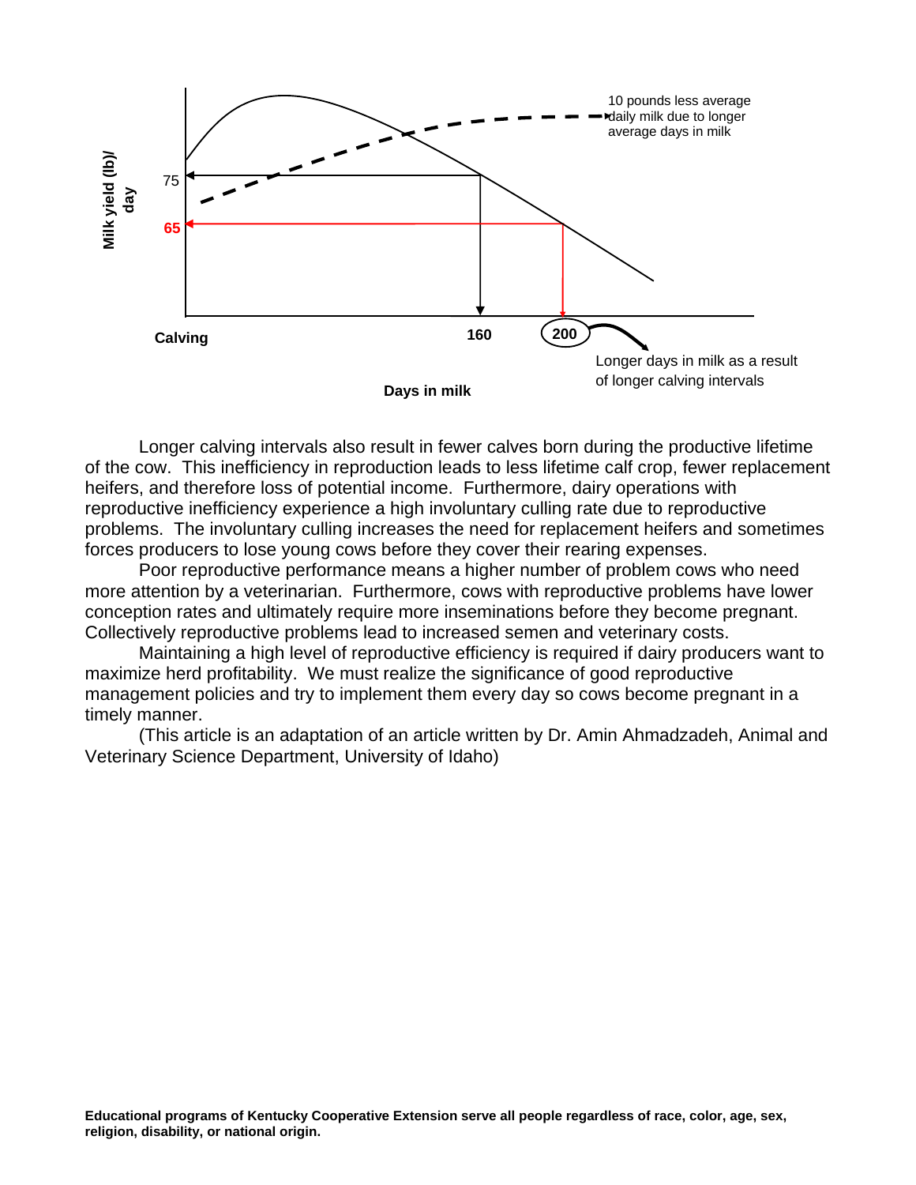Milk yield (lb)/ day

75

65

10 pounds less average daily milk due to longer average days in milk

Calving

160

200

Longer days in milk as a result of longer calving intervals

Days in milk

Longer calving intervals also result in fewer calves born during the productive lifetime of the cow. This inefficiency in reproduction leads to less lifetime calf crop, fewer replacement heifers, and therefore loss of potential income. Furthermore, dairy operations with reproductive inefficiency experience a high involuntary culling rate due to reproductive problems. The involuntary culling increases the need for replacement heifers and sometimes forces producers to lose young cows before they cover their rearing expenses.

Poor reproductive performance means a higher number of problem cows who need more attention by a veterinarian. Furthermore, cows with reproductive problems have lower conception rates and ultimately require more inseminations before they become pregnant. Collectively reproductive problems lead to increased semen and veterinary costs.

Maintaining a high level of reproductive efficiency is required if dairy producers want to maximize herd profitability. We must realize the significance of good reproductive management policies and try to implement them every day so cows become pregnant in a timely manner.

(This article is an adaptation of an article written by Dr. Amin Ahmadzadeh, Animal and Veterinary Science Department, University of Idaho)

**Educational programs of Kentucky Cooperative Extension serve all people regardless of race, color, age, sex, religion, disability, or national origin.**